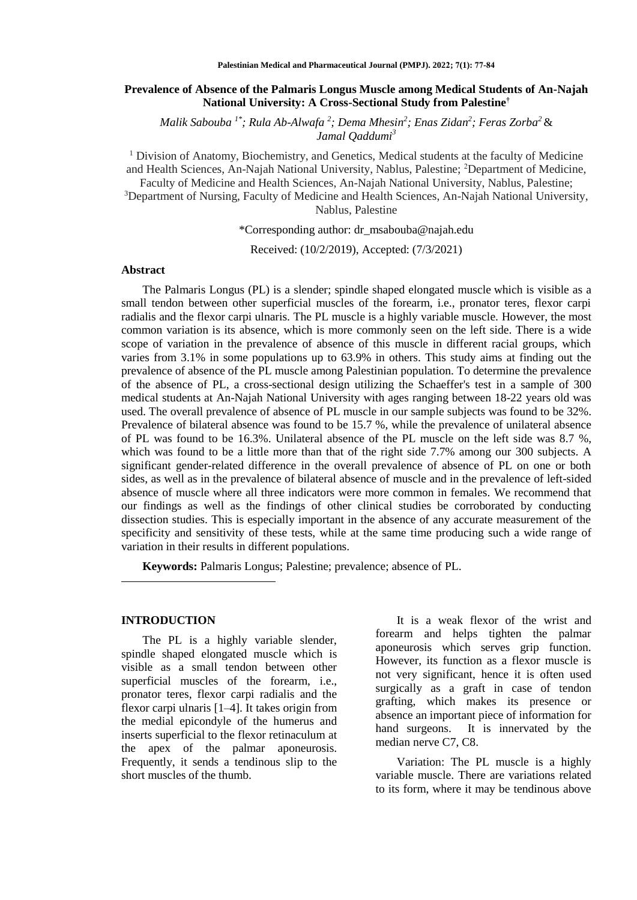# Prevalence of Absence of the Palmaris Longus Muscle among Medical Students of An-Najah National University: A Cross-Sectional Study from Palestine†

*Malik Sabouba [1*]; Rula Ab-Alwafa [2]; Dema Mhesin[2]; Enas Zidan[2]; Feras Zorba[2] & Jamal Qaddumi[3]*

[1] Division of Anatomy, Biochemistry, and Genetics, Medical students at the faculty of Medicine and Health Sciences, An-Najah National University, Nablus, Palestine; [2]Department of Medicine, Faculty of Medicine and Health Sciences, An-Najah National University, Nablus, Palestine; [3]Department of Nursing, Faculty of Medicine and Health Sciences, An-Najah National University, Nablus, Palestine

*Corresponding author: dr_msabouba@najah.edu

Received: (10/2/2019), Accepted: (7/3/2021)

## Abstract

The Palmaris Longus (PL) is a slender; spindle shaped elongated muscle which is visible as a small tendon between other superficial muscles of the forearm, i.e., pronator teres, flexor carpi radialis and the flexor carpi ulnaris. The PL muscle is a highly variable muscle. However, the most common variation is its absence, which is more commonly seen on the left side. There is a wide scope of variation in the prevalence of absence of this muscle in different racial groups, which varies from 3.1% in some populations up to 63.9% in others. This study aims at finding out the prevalence of absence of the PL muscle among Palestinian population. To determine the prevalence of the absence of PL, a cross-sectional design utilizing the Schaeffer's test in a sample of 300 medical students at An-Najah National University with ages ranging between 18-22 years old was used. The overall prevalence of absence of PL muscle in our sample subjects was found to be 32%. Prevalence of bilateral absence was found to be 15.7 %, while the prevalence of unilateral absence of PL was found to be 16.3%. Unilateral absence of the PL muscle on the left side was 8.7 %, which was found to be a little more than that of the right side 7.7% among our 300 subjects. A significant gender-related difference in the overall prevalence of absence of PL on one or both sides, as well as in the prevalence of bilateral absence of muscle and in the prevalence of left-sided absence of muscle where all three indicators were more common in females. We recommend that our findings as well as the findings of other clinical studies be corroborated by conducting dissection studies. This is especially important in the absence of any accurate measurement of the specificity and sensitivity of these tests, while at the same time producing such a wide range of variation in their results in different populations.

**Keywords:** Palmaris Longus; Palestine; prevalence; absence of PL.

## INTRODUCTION

The PL is a highly variable slender, spindle shaped elongated muscle which is visible as a small tendon between other superficial muscles of the forearm, i.e., pronator teres, flexor carpi radialis and the flexor carpi ulnaris [1–4]. It takes origin from the medial epicondyle of the humerus and inserts superficial to the flexor retinaculum at the apex of the palmar aponeurosis. Frequently, it sends a tendinous slip to the short muscles of the thumb.

It is a weak flexor of the wrist and forearm and helps tighten the palmar aponeurosis which serves grip function. However, its function as a flexor muscle is not very significant, hence it is often used surgically as a graft in case of tendon grafting, which makes its presence or absence an important piece of information for hand surgeons. It is innervated by the median nerve C7, C8.

Variation: The PL muscle is a highly variable muscle. There are variations related to its form, where it may be tendinous above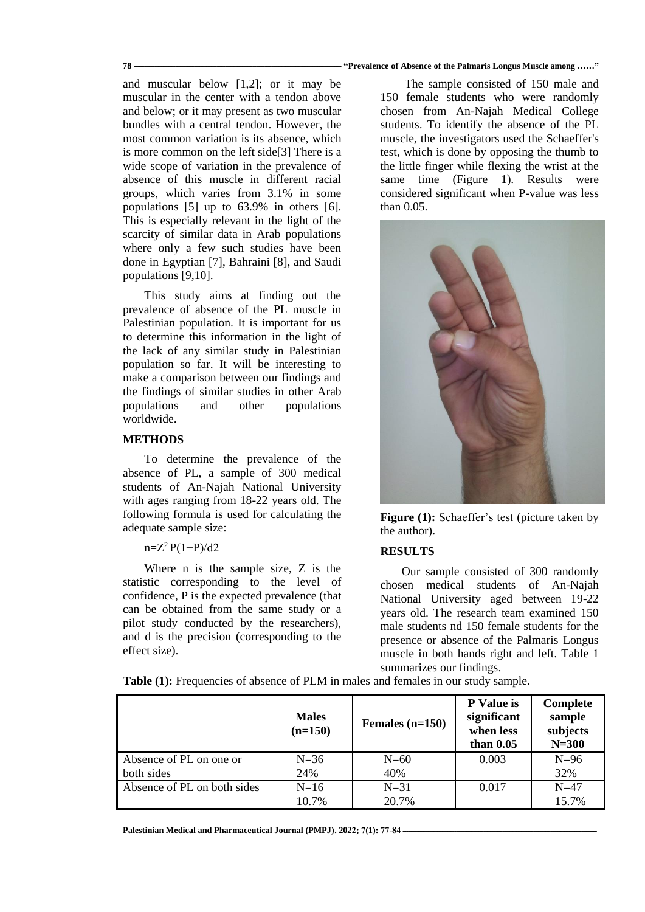and muscular below [1,2]; or it may be muscular in the center with a tendon above and below; or it may present as two muscular bundles with a central tendon. However, the most common variation is its absence, which is more common on the left side[3] There is a wide scope of variation in the prevalence of absence of this muscle in different racial groups, which varies from 3.1% in some populations [5] up to 63.9% in others [6]. This is especially relevant in the light of the scarcity of similar data in Arab populations where only a few such studies have been done in Egyptian [7], Bahraini [8], and Saudi populations [9,10].

This study aims at finding out the prevalence of absence of the PL muscle in Palestinian population. It is important for us to determine this information in the light of the lack of any similar study in Palestinian population so far. It will be interesting to make a comparison between our findings and the findings of similar studies in other Arab populations and other populations worldwide.

## METHODS

To determine the prevalence of the absence of PL, a sample of 300 medical students of An-Najah National University with ages ranging from 18-22 years old. The following formula is used for calculating the adequate sample size:

$$n=Z^2 P(1-P)/d2$$

Where n is the sample size, Z is the statistic corresponding to the level of confidence, P is the expected prevalence (that can be obtained from the same study or a pilot study conducted by the researchers), and d is the precision (corresponding to the effect size).

The sample consisted of 150 male and 150 female students who were randomly chosen from An-Najah Medical College students. To identify the absence of the PL muscle, the investigators used the Schaeffer's test, which is done by opposing the thumb to the little finger while flexing the wrist at the same time (Figure 1). Results were considered significant when P-value was less than 0.05.

**Figure (1):** Schaeffer's test (picture taken by the author).

## RESULTS

Our sample consisted of 300 randomly chosen medical students of An-Najah National University aged between 19-22 years old. The research team examined 150 male students nd 150 female students for the presence or absence of the Palmaris Longus muscle in both hands right and left. Table 1 summarizes our findings.

**Table (1):** Frequencies of absence of PLM in males and females in our study sample.

| | Males (n=150) | Females (n=150) | P Value is significant when less than 0.05 | Complete sample subjects N=300 |
|---|---|---|---|---|
| Absence of PL on one or both sides | N=36 24% | N=60 40% | 0.003 | N=96 32% |
| Absence of PL on both sides | N=16 10.7% | N=31 20.7% | 0.017 | N=47 15.7% |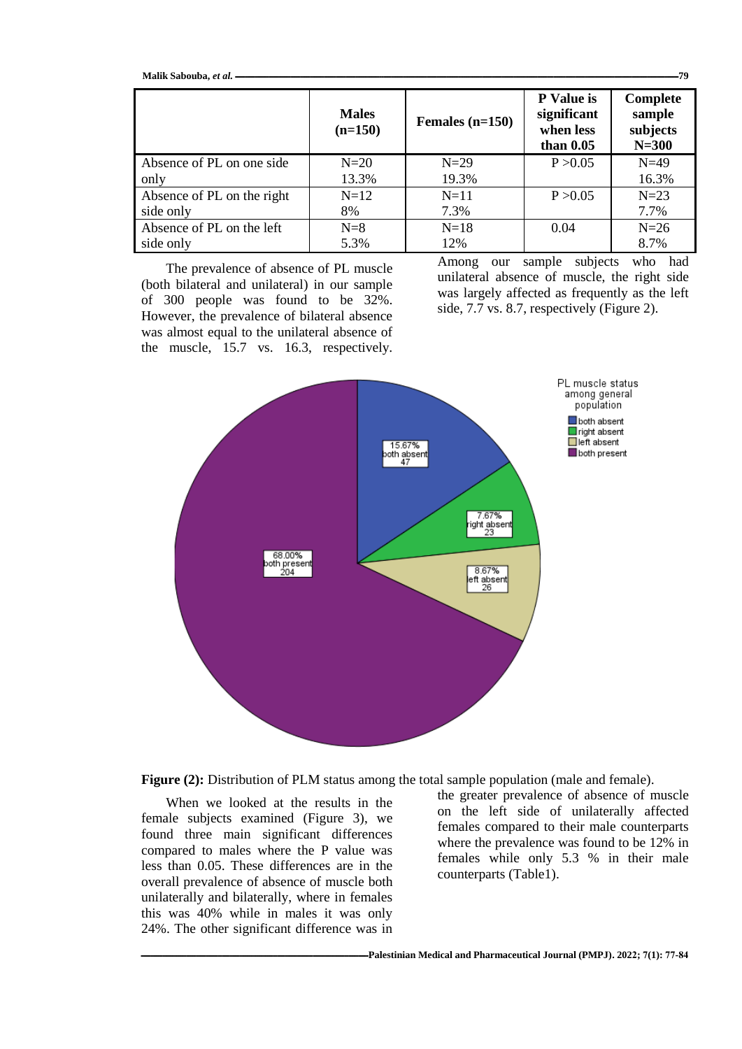|  | Males (n=150) | Females (n=150) | P Value is significant when less than 0.05 | Complete sample subjects N=300 |
|---|---|---|---|---|
| Absence of PL on one side only | N=20 13.3% | N=29 19.3% | P >0.05 | N=49 16.3% |
| Absence of PL on the right side only | N=12 8% | N=11 7.3% | P >0.05 | N=23 7.7% |
| Absence of PL on the left side only | N=8 5.3% | N=18 12% | 0.04 | N=26 8.7% |

The prevalence of absence of PL muscle (both bilateral and unilateral) in our sample of 300 people was found to be 32%. However, the prevalence of bilateral absence was almost equal to the unilateral absence of the muscle, 15.7 vs. 16.3, respectively. Among our sample subjects who had unilateral absence of muscle, the right side was largely affected as frequently as the left side, 7.7 vs. 8.7, respectively (Figure 2).

**Figure (2):** Distribution of PLM status among the total sample population (male and female).

When we looked at the results in the female subjects examined (Figure 3), we found three main significant differences compared to males where the P value was less than 0.05. These differences are in the overall prevalence of absence of muscle both unilaterally and bilaterally, where in females this was 40% while in males it was only 24%. The other significant difference was in the greater prevalence of absence of muscle on the left side of unilaterally affected females compared to their male counterparts where the prevalence was found to be 12% in females while only 5.3 % in their male counterparts (Table1).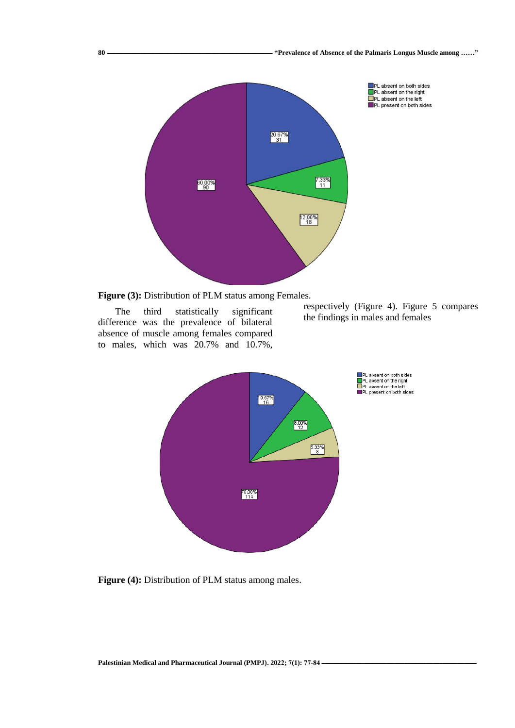**Figure (3):** Distribution of PLM status among Females.

The third statistically significant difference was the prevalence of bilateral absence of muscle among females compared to males, which was 20.7% and 10.7%, respectively (Figure 4). Figure 5 compares the findings in males and females

**Figure (4):** Distribution of PLM status among males.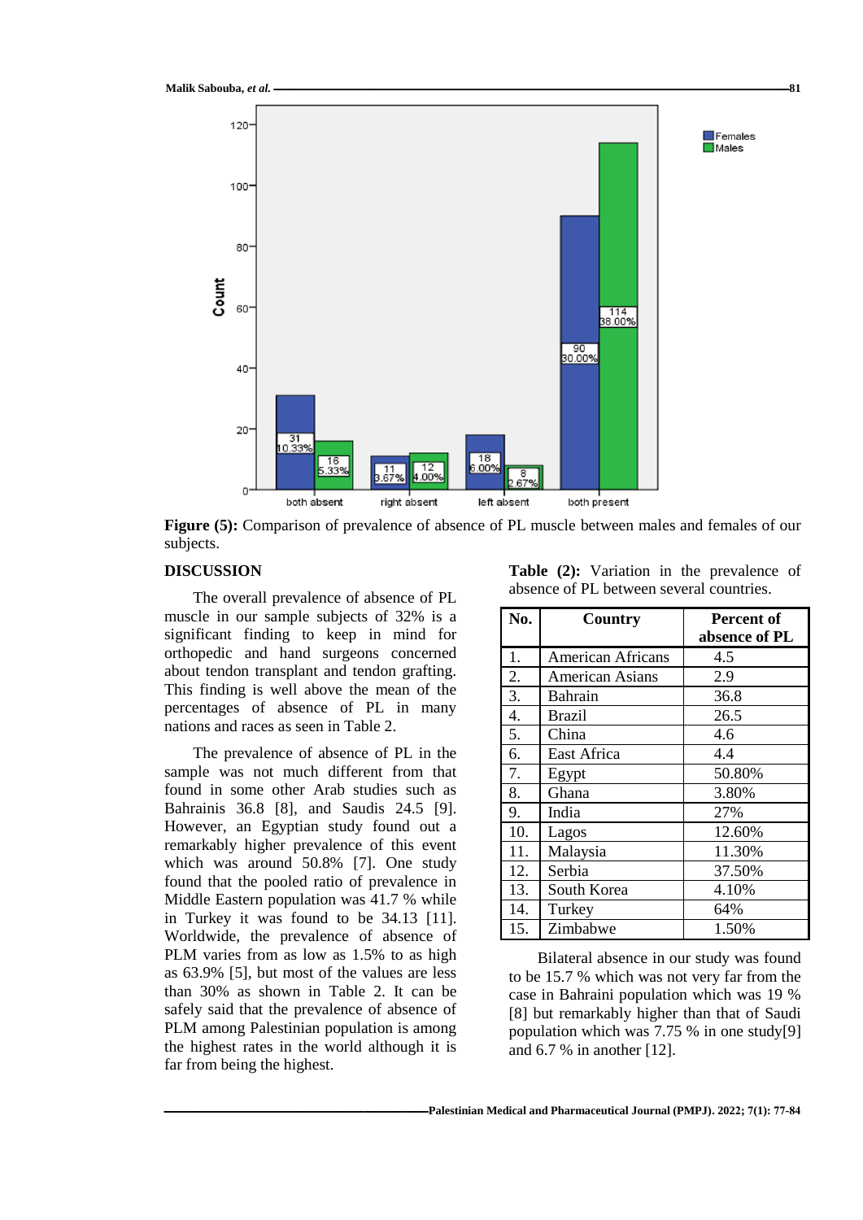Figure (5): Comparison of prevalence of absence of PL muscle between males and females of our subjects.

## DISCUSSION

The overall prevalence of absence of PL muscle in our sample subjects of 32% is a significant finding to keep in mind for orthopedic and hand surgeons concerned about tendon transplant and tendon grafting. This finding is well above the mean of the percentages of absence of PL in many nations and races as seen in Table 2.

The prevalence of absence of PL in the sample was not much different from that found in some other Arab studies such as Bahrainis 36.8 [8], and Saudis 24.5 [9]. However, an Egyptian study found out a remarkably higher prevalence of this event which was around 50.8% [7]. One study found that the pooled ratio of prevalence in Middle Eastern population was 41.7 % while in Turkey it was found to be 34.13 [11]. Worldwide, the prevalence of absence of PLM varies from as low as 1.5% to as high as 63.9% [5], but most of the values are less than 30% as shown in Table 2. It can be safely said that the prevalence of absence of PLM among Palestinian population is among the highest rates in the world although it is far from being the highest.

**Table (2):** Variation in the prevalence of absence of PL between several countries.

| No. | Country | Percent of absence of PL |
|---|---|---|
| 1. | American Africans | 4.5 |
| 2. | American Asians | 2.9 |
| 3. | Bahrain | 36.8 |
| 4. | Brazil | 26.5 |
| 5. | China | 4.6 |
| 6. | East Africa | 4.4 |
| 7. | Egypt | 50.80% |
| 8. | Ghana | 3.80% |
| 9. | India | 27% |
| 10. | Lagos | 12.60% |
| 11. | Malaysia | 11.30% |
| 12. | Serbia | 37.50% |
| 13. | South Korea | 4.10% |
| 14. | Turkey | 64% |
| 15. | Zimbabwe | 1.50% |

Bilateral absence in our study was found to be 15.7 % which was not very far from the case in Bahraini population which was 19 % [8] but remarkably higher than that of Saudi population which was 7.75 % in one study[9] and 6.7 % in another [12].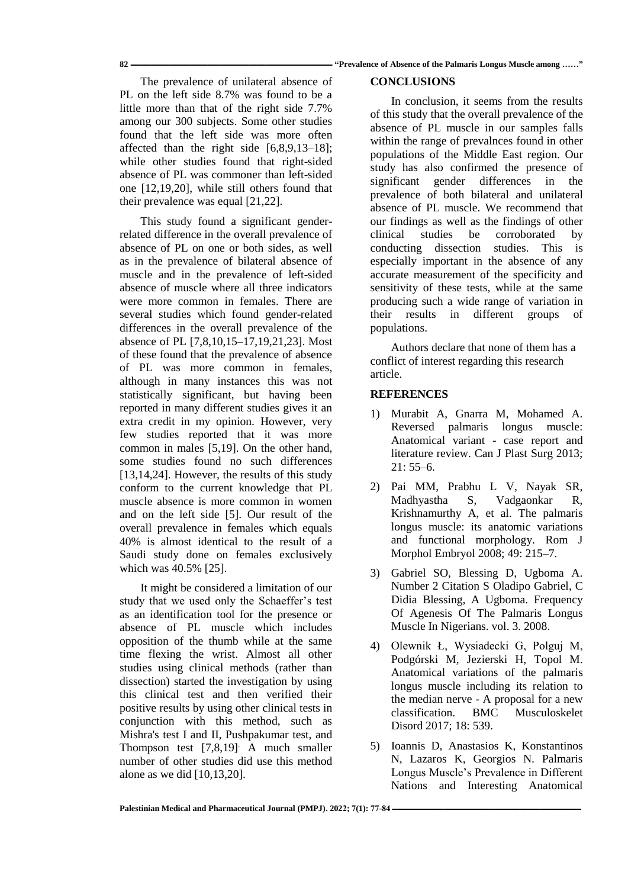The prevalence of unilateral absence of PL on the left side 8.7% was found to be a little more than that of the right side 7.7% among our 300 subjects. Some other studies found that the left side was more often affected than the right side [6,8,9,13–18]; while other studies found that right-sided absence of PL was commoner than left-sided one [12,19,20], while still others found that their prevalence was equal [21,22].

This study found a significant gender-related difference in the overall prevalence of absence of PL on one or both sides, as well as in the prevalence of bilateral absence of muscle and in the prevalence of left-sided absence of muscle where all three indicators were more common in females. There are several studies which found gender-related differences in the overall prevalence of the absence of PL [7,8,10,15–17,19,21,23]. Most of these found that the prevalence of absence of PL was more common in females, although in many instances this was not statistically significant, but having been reported in many different studies gives it an extra credit in my opinion. However, very few studies reported that it was more common in males [5,19]. On the other hand, some studies found no such differences [13,14,24]. However, the results of this study conform to the current knowledge that PL muscle absence is more common in women and on the left side [5]. Our result of the overall prevalence in females which equals 40% is almost identical to the result of a Saudi study done on females exclusively which was 40.5% [25].

It might be considered a limitation of our study that we used only the Schaeffer's test as an identification tool for the presence or absence of PL muscle which includes opposition of the thumb while at the same time flexing the wrist. Almost all other studies using clinical methods (rather than dissection) started the investigation by using this clinical test and then verified their positive results by using other clinical tests in conjunction with this method, such as Mishra's test I and II, Pushpakumar test, and Thompson test [7,8,19]. A much smaller number of other studies did use this method alone as we did [10,13,20].

## CONCLUSIONS

In conclusion, it seems from the results of this study that the overall prevalence of the absence of PL muscle in our samples falls within the range of prevalnces found in other populations of the Middle East region. Our study has also confirmed the presence of significant gender differences in the prevalence of both bilateral and unilateral absence of PL muscle. We recommend that our findings as well as the findings of other clinical studies be corroborated by conducting dissection studies. This is especially important in the absence of any accurate measurement of the specificity and sensitivity of these tests, while at the same producing such a wide range of variation in their results in different groups of populations.

Authors declare that none of them has a conflict of interest regarding this research article.

## REFERENCES

1) Murabit A, Gnarra M, Mohamed A. Reversed palmaris longus muscle: Anatomical variant - case report and literature review. Can J Plast Surg 2013; 21: 55–6.
2) Pai MM, Prabhu L V, Nayak SR, Madhyastha S, Vadgaonkar R, Krishnamurthy A, et al. The palmaris longus muscle: its anatomic variations and functional morphology. Rom J Morphol Embryol 2008; 49: 215–7.
3) Gabriel SO, Blessing D, Ugboma A. Number 2 Citation S Oladipo Gabriel, C Didia Blessing, A Ugboma. Frequency Of Agenesis Of The Palmaris Longus Muscle In Nigerians. vol. 3. 2008.
4) Olewnik Ł, Wysiadecki G, Polguj M, Podgórski M, Jezierski H, Topol M. Anatomical variations of the palmaris longus muscle including its relation to the median nerve - A proposal for a new classification. BMC Musculoskelet Disord 2017; 18: 539.
5) Ioannis D, Anastasios K, Konstantinos N, Lazaros K, Georgios N. Palmaris Longus Muscle's Prevalence in Different Nations and Interesting Anatomical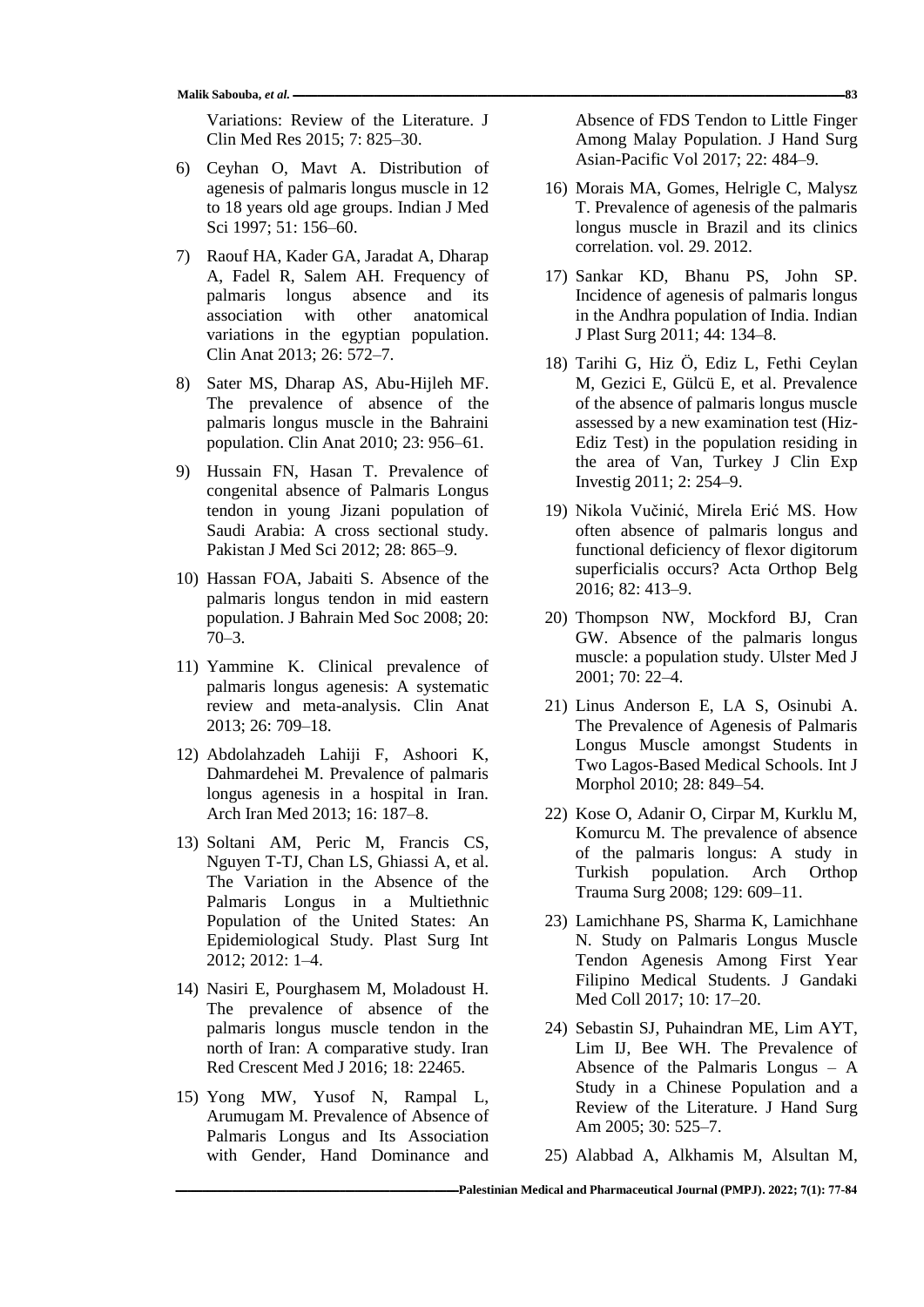Variations: Review of the Literature. J Clin Med Res 2015; 7: 825–30.

6) Ceyhan O, Mavt A. Distribution of agenesis of palmaris longus muscle in 12 to 18 years old age groups. Indian J Med Sci 1997; 51: 156–60.

7) Raouf HA, Kader GA, Jaradat A, Dharap A, Fadel R, Salem AH. Frequency of palmaris longus absence and its association with other anatomical variations in the egyptian population. Clin Anat 2013; 26: 572–7.

8) Sater MS, Dharap AS, Abu-Hijleh MF. The prevalence of absence of the palmaris longus muscle in the Bahraini population. Clin Anat 2010; 23: 956–61.

9) Hussain FN, Hasan T. Prevalence of congenital absence of Palmaris Longus tendon in young Jizani population of Saudi Arabia: A cross sectional study. Pakistan J Med Sci 2012; 28: 865–9.

10) Hassan FOA, Jabaiti S. Absence of the palmaris longus tendon in mid eastern population. J Bahrain Med Soc 2008; 20: 70–3.

11) Yammine K. Clinical prevalence of palmaris longus agenesis: A systematic review and meta-analysis. Clin Anat 2013; 26: 709–18.

12) Abdolahzadeh Lahiji F, Ashoori K, Dahmardehei M. Prevalence of palmaris longus agenesis in a hospital in Iran. Arch Iran Med 2013; 16: 187–8.

13) Soltani AM, Peric M, Francis CS, Nguyen T-TJ, Chan LS, Ghiassi A, et al. The Variation in the Absence of the Palmaris Longus in a Multiethnic Population of the United States: An Epidemiological Study. Plast Surg Int 2012; 2012: 1–4.

14) Nasiri E, Pourghasem M, Moladoust H. The prevalence of absence of the palmaris longus muscle tendon in the north of Iran: A comparative study. Iran Red Crescent Med J 2016; 18: 22465.

15) Yong MW, Yusof N, Rampal L, Arumugam M. Prevalence of Absence of Palmaris Longus and Its Association with Gender, Hand Dominance and Absence of FDS Tendon to Little Finger Among Malay Population. J Hand Surg Asian-Pacific Vol 2017; 22: 484–9.

16) Morais MA, Gomes, Helrigle C, Malysz T. Prevalence of agenesis of the palmaris longus muscle in Brazil and its clinics correlation. vol. 29. 2012.

17) Sankar KD, Bhanu PS, John SP. Incidence of agenesis of palmaris longus in the Andhra population of India. Indian J Plast Surg 2011; 44: 134–8.

18) Tarihi G, Hiz Ö, Ediz L, Fethi Ceylan M, Gezici E, Gülcü E, et al. Prevalence of the absence of palmaris longus muscle assessed by a new examination test (Hiz-Ediz Test) in the population residing in the area of Van, Turkey J Clin Exp Investig 2011; 2: 254–9.

19) Nikola Vučinić, Mirela Erić MS. How often absence of palmaris longus and functional deficiency of flexor digitorum superficialis occurs? Acta Orthop Belg 2016; 82: 413–9.

20) Thompson NW, Mockford BJ, Cran GW. Absence of the palmaris longus muscle: a population study. Ulster Med J 2001; 70: 22–4.

21) Linus Anderson E, LA S, Osinubi A. The Prevalence of Agenesis of Palmaris Longus Muscle amongst Students in Two Lagos-Based Medical Schools. Int J Morphol 2010; 28: 849–54.

22) Kose O, Adanir O, Cirpar M, Kurklu M, Komurcu M. The prevalence of absence of the palmaris longus: A study in Turkish population. Arch Orthop Trauma Surg 2008; 129: 609–11.

23) Lamichhane PS, Sharma K, Lamichhane N. Study on Palmaris Longus Muscle Tendon Agenesis Among First Year Filipino Medical Students. J Gandaki Med Coll 2017; 10: 17–20.

24) Sebastin SJ, Puhaindran ME, Lim AYT, Lim IJ, Bee WH. The Prevalence of Absence of the Palmaris Longus – A Study in a Chinese Population and a Review of the Literature. J Hand Surg Am 2005; 30: 525–7.

25) Alabbad A, Alkhamis M, Alsultan M,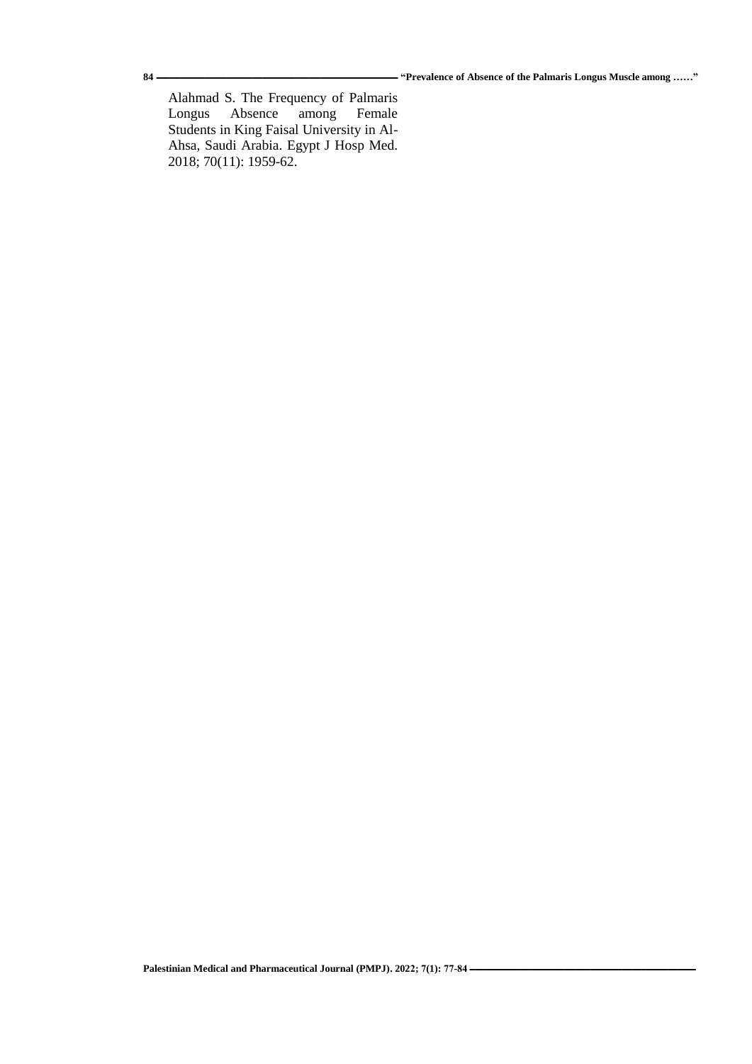Alahmad S. The Frequency of Palmaris Longus Absence among Female Students in King Faisal University in Al-Ahsa, Saudi Arabia. Egypt J Hosp Med. 2018; 70(11): 1959-62.